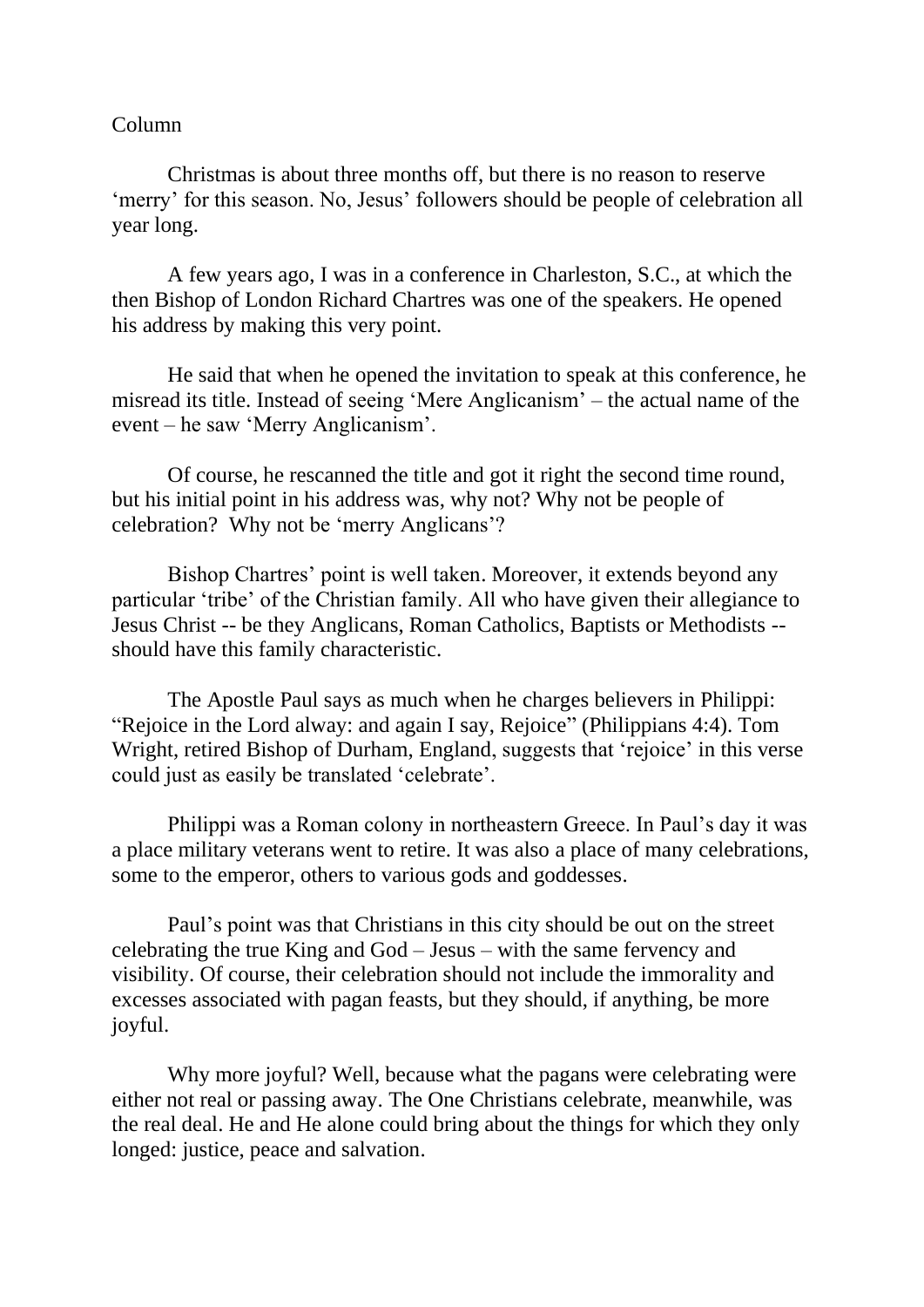Column

Christmas is about three months off, but there is no reason to reserve 'merry' for this season. No, Jesus' followers should be people of celebration all year long.

A few years ago, I was in a conference in Charleston, S.C., at which the then Bishop of London Richard Chartres was one of the speakers. He opened his address by making this very point.

He said that when he opened the invitation to speak at this conference, he misread its title. Instead of seeing 'Mere Anglicanism' – the actual name of the event – he saw 'Merry Anglicanism'.

Of course, he rescanned the title and got it right the second time round, but his initial point in his address was, why not? Why not be people of celebration? Why not be 'merry Anglicans'?

Bishop Chartres' point is well taken. Moreover, it extends beyond any particular 'tribe' of the Christian family. All who have given their allegiance to Jesus Christ -- be they Anglicans, Roman Catholics, Baptists or Methodists -- should have this family characteristic.

The Apostle Paul says as much when he charges believers in Philippi: "Rejoice in the Lord alway: and again I say, Rejoice" (Philippians 4:4). Tom Wright, retired Bishop of Durham, England, suggests that 'rejoice' in this verse could just as easily be translated 'celebrate'.

Philippi was a Roman colony in northeastern Greece. In Paul's day it was a place military veterans went to retire. It was also a place of many celebrations, some to the emperor, others to various gods and goddesses.

Paul's point was that Christians in this city should be out on the street celebrating the true King and God – Jesus – with the same fervency and visibility. Of course, their celebration should not include the immorality and excesses associated with pagan feasts, but they should, if anything, be more joyful.

Why more joyful? Well, because what the pagans were celebrating were either not real or passing away. The One Christians celebrate, meanwhile, was the real deal. He and He alone could bring about the things for which they only longed: justice, peace and salvation.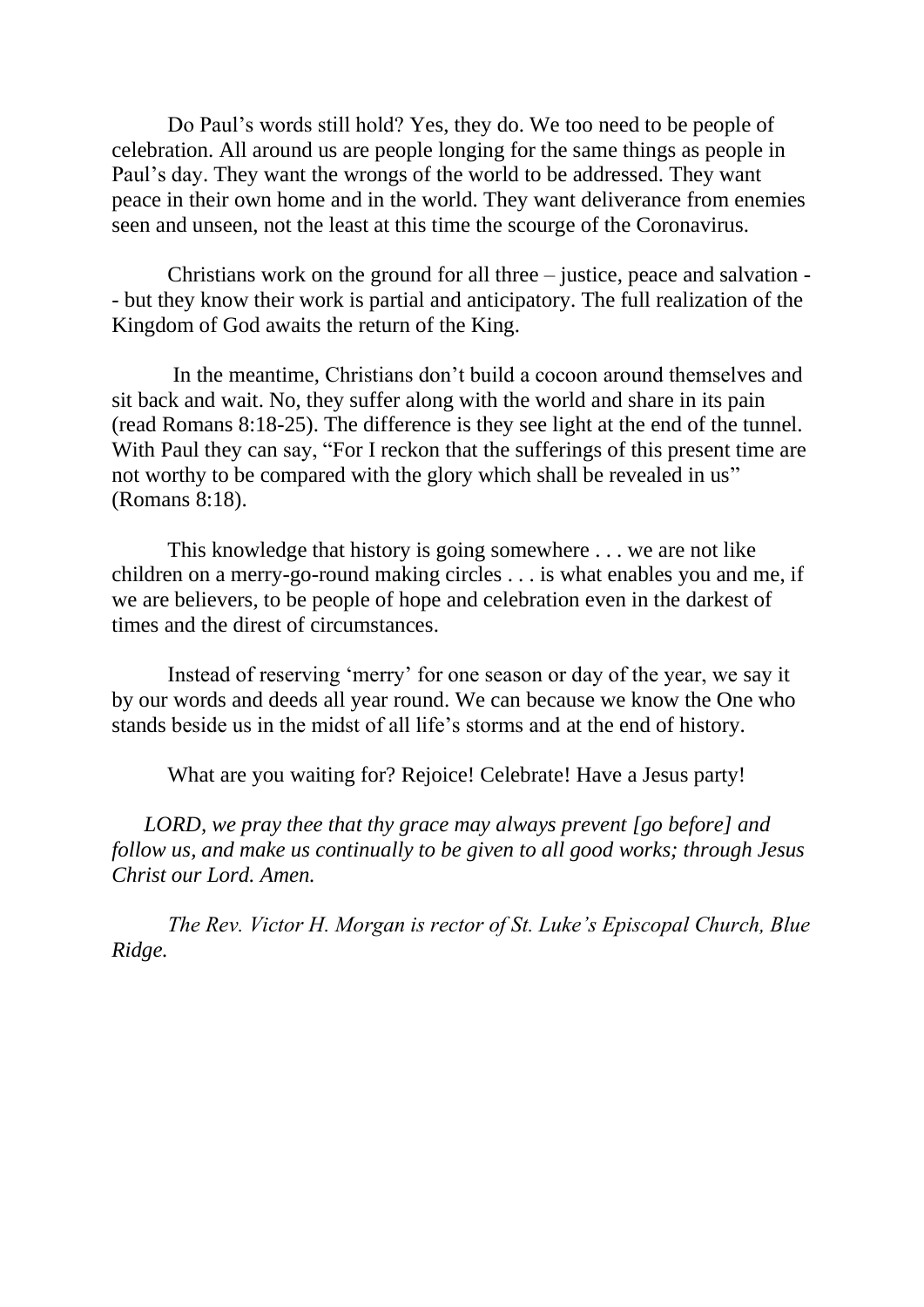Do Paul’s words still hold? Yes, they do. We too need to be people of celebration. All around us are people longing for the same things as people in Paul’s day. They want the wrongs of the world to be addressed. They want peace in their own home and in the world. They want deliverance from enemies seen and unseen, not the least at this time the scourge of the Coronavirus.

Christians work on the ground for all three – justice, peace and salvation -- but they know their work is partial and anticipatory. The full realization of the Kingdom of God awaits the return of the King.

In the meantime, Christians don’t build a cocoon around themselves and sit back and wait. No, they suffer along with the world and share in its pain (read Romans 8:18-25). The difference is they see light at the end of the tunnel. With Paul they can say, “For I reckon that the sufferings of this present time are not worthy to be compared with the glory which shall be revealed in us” (Romans 8:18).

This knowledge that history is going somewhere . . . we are not like children on a merry-go-round making circles . . . is what enables you and me, if we are believers, to be people of hope and celebration even in the darkest of times and the direst of circumstances.

Instead of reserving ‘merry’ for one season or day of the year, we say it by our words and deeds all year round. We can because we know the One who stands beside us in the midst of all life’s storms and at the end of history.

What are you waiting for? Rejoice! Celebrate! Have a Jesus party!

*LORD, we pray thee that thy grace may always prevent [go before] and follow us, and make us continually to be given to all good works; through Jesus Christ our Lord. Amen.*

*The Rev. Victor H. Morgan is rector of St. Luke’s Episcopal Church, Blue Ridge.*